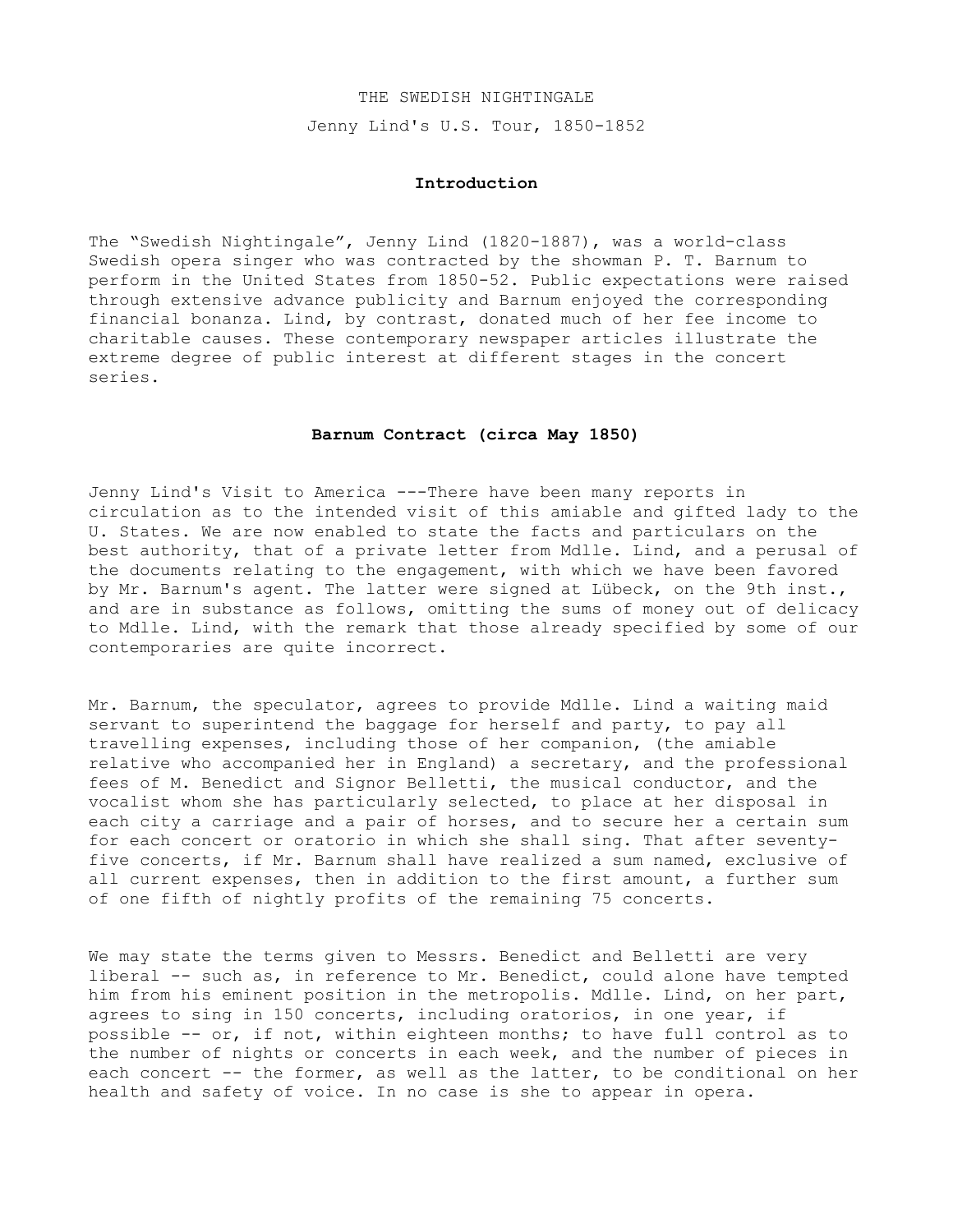# THE SWEDISH NIGHTINGALE

## Jenny Lind's U.S. Tour, 1850-1852

### Introduction

The “Swedish Nightingale”, Jenny Lind (1820-1887), was a world-class Swedish opera singer who was contracted by the showman P. T. Barnum to perform in the United States from 1850-52. Public expectations were raised through extensive advance publicity and Barnum enjoyed the corresponding financial bonanza. Lind, by contrast, donated much of her fee income to charitable causes. These contemporary newspaper articles illustrate the extreme degree of public interest at different stages in the concert series.

### Barnum Contract (circa May 1850)

Jenny Lind's Visit to America ---There have been many reports in circulation as to the intended visit of this amiable and gifted lady to the U. States. We are now enabled to state the facts and particulars on the best authority, that of a private letter from Mdlle. Lind, and a perusal of the documents relating to the engagement, with which we have been favored by Mr. Barnum's agent. The latter were signed at Lübeck, on the 9th inst., and are in substance as follows, omitting the sums of money out of delicacy to Mdlle. Lind, with the remark that those already specified by some of our contemporaries are quite incorrect.

Mr. Barnum, the speculator, agrees to provide Mdlle. Lind a waiting maid servant to superintend the baggage for herself and party, to pay all travelling expenses, including those of her companion, (the amiable relative who accompanied her in England) a secretary, and the professional fees of M. Benedict and Signor Belletti, the musical conductor, and the vocalist whom she has particularly selected, to place at her disposal in each city a carriage and a pair of horses, and to secure her a certain sum for each concert or oratorio in which she shall sing. That after seventy-five concerts, if Mr. Barnum shall have realized a sum named, exclusive of all current expenses, then in addition to the first amount, a further sum of one fifth of nightly profits of the remaining 75 concerts.

We may state the terms given to Messrs. Benedict and Belletti are very liberal -- such as, in reference to Mr. Benedict, could alone have tempted him from his eminent position in the metropolis. Mdlle. Lind, on her part, agrees to sing in 150 concerts, including oratorios, in one year, if possible -- or, if not, within eighteen months; to have full control as to the number of nights or concerts in each week, and the number of pieces in each concert -- the former, as well as the latter, to be conditional on her health and safety of voice. In no case is she to appear in opera.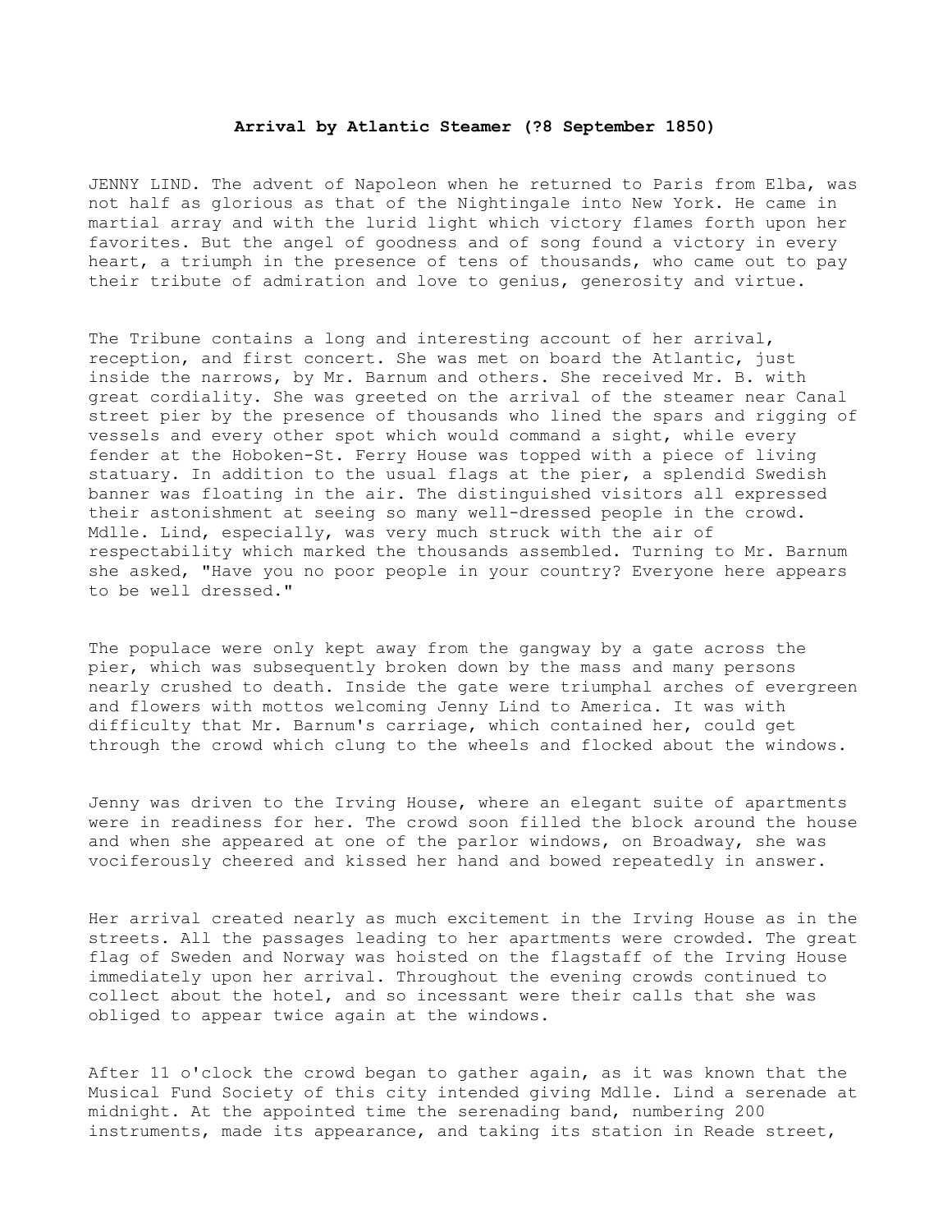**Arrival by Atlantic Steamer (?8 September 1850)**

JENNY LIND. The advent of Napoleon when he returned to Paris from Elba, was not half as glorious as that of the Nightingale into New York. He came in martial array and with the lurid light which victory flames forth upon her favorites. But the angel of goodness and of song found a victory in every heart, a triumph in the presence of tens of thousands, who came out to pay their tribute of admiration and love to genius, generosity and virtue.

The Tribune contains a long and interesting account of her arrival, reception, and first concert. She was met on board the Atlantic, just inside the narrows, by Mr. Barnum and others. She received Mr. B. with great cordiality. She was greeted on the arrival of the steamer near Canal street pier by the presence of thousands who lined the spars and rigging of vessels and every other spot which would command a sight, while every fender at the Hoboken-St. Ferry House was topped with a piece of living statuary. In addition to the usual flags at the pier, a splendid Swedish banner was floating in the air. The distinguished visitors all expressed their astonishment at seeing so many well-dressed people in the crowd. Mdlle. Lind, especially, was very much struck with the air of respectability which marked the thousands assembled. Turning to Mr. Barnum she asked, "Have you no poor people in your country? Everyone here appears to be well dressed."

The populace were only kept away from the gangway by a gate across the pier, which was subsequently broken down by the mass and many persons nearly crushed to death. Inside the gate were triumphal arches of evergreen and flowers with mottos welcoming Jenny Lind to America. It was with difficulty that Mr. Barnum's carriage, which contained her, could get through the crowd which clung to the wheels and flocked about the windows.

Jenny was driven to the Irving House, where an elegant suite of apartments were in readiness for her. The crowd soon filled the block around the house and when she appeared at one of the parlor windows, on Broadway, she was vociferously cheered and kissed her hand and bowed repeatedly in answer.

Her arrival created nearly as much excitement in the Irving House as in the streets. All the passages leading to her apartments were crowded. The great flag of Sweden and Norway was hoisted on the flagstaff of the Irving House immediately upon her arrival. Throughout the evening crowds continued to collect about the hotel, and so incessant were their calls that she was obliged to appear twice again at the windows.

After 11 o'clock the crowd began to gather again, as it was known that the Musical Fund Society of this city intended giving Mdlle. Lind a serenade at midnight. At the appointed time the serenading band, numbering 200 instruments, made its appearance, and taking its station in Reade street,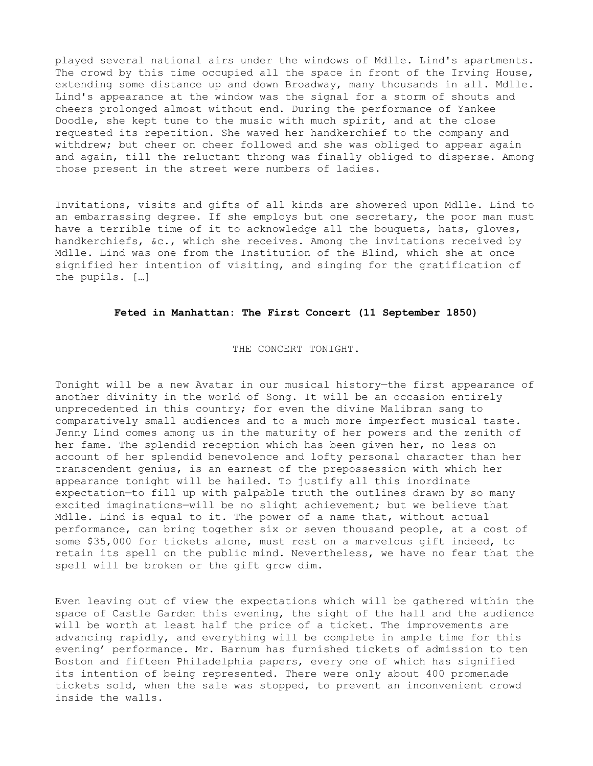played several national airs under the windows of Mdlle. Lind's apartments. The crowd by this time occupied all the space in front of the Irving House, extending some distance up and down Broadway, many thousands in all. Mdlle. Lind's appearance at the window was the signal for a storm of shouts and cheers prolonged almost without end. During the performance of Yankee Doodle, she kept tune to the music with much spirit, and at the close requested its repetition. She waved her handkerchief to the company and withdrew; but cheer on cheer followed and she was obliged to appear again and again, till the reluctant throng was finally obliged to disperse. Among those present in the street were numbers of ladies.

Invitations, visits and gifts of all kinds are showered upon Mdlle. Lind to an embarrassing degree. If she employs but one secretary, the poor man must have a terrible time of it to acknowledge all the bouquets, hats, gloves, handkerchiefs, &c., which she receives. Among the invitations received by Mdlle. Lind was one from the Institution of the Blind, which she at once signified her intention of visiting, and singing for the gratification of the pupils. […]

## Feted in Manhattan: The First Concert (11 September 1850)

THE CONCERT TONIGHT.

Tonight will be a new Avatar in our musical history—the first appearance of another divinity in the world of Song. It will be an occasion entirely unprecedented in this country; for even the divine Malibran sang to comparatively small audiences and to a much more imperfect musical taste. Jenny Lind comes among us in the maturity of her powers and the zenith of her fame. The splendid reception which has been given her, no less on account of her splendid benevolence and lofty personal character than her transcendent genius, is an earnest of the prepossession with which her appearance tonight will be hailed. To justify all this inordinate expectation—to fill up with palpable truth the outlines drawn by so many excited imaginations—will be no slight achievement; but we believe that Mdlle. Lind is equal to it. The power of a name that, without actual performance, can bring together six or seven thousand people, at a cost of some $35,000 for tickets alone, must rest on a marvelous gift indeed, to retain its spell on the public mind. Nevertheless, we have no fear that the spell will be broken or the gift grow dim.

Even leaving out of view the expectations which will be gathered within the space of Castle Garden this evening, the sight of the hall and the audience will be worth at least half the price of a ticket. The improvements are advancing rapidly, and everything will be complete in ample time for this evening' performance. Mr. Barnum has furnished tickets of admission to ten Boston and fifteen Philadelphia papers, every one of which has signified its intention of being represented. There were only about 400 promenade tickets sold, when the sale was stopped, to prevent an inconvenient crowd inside the walls.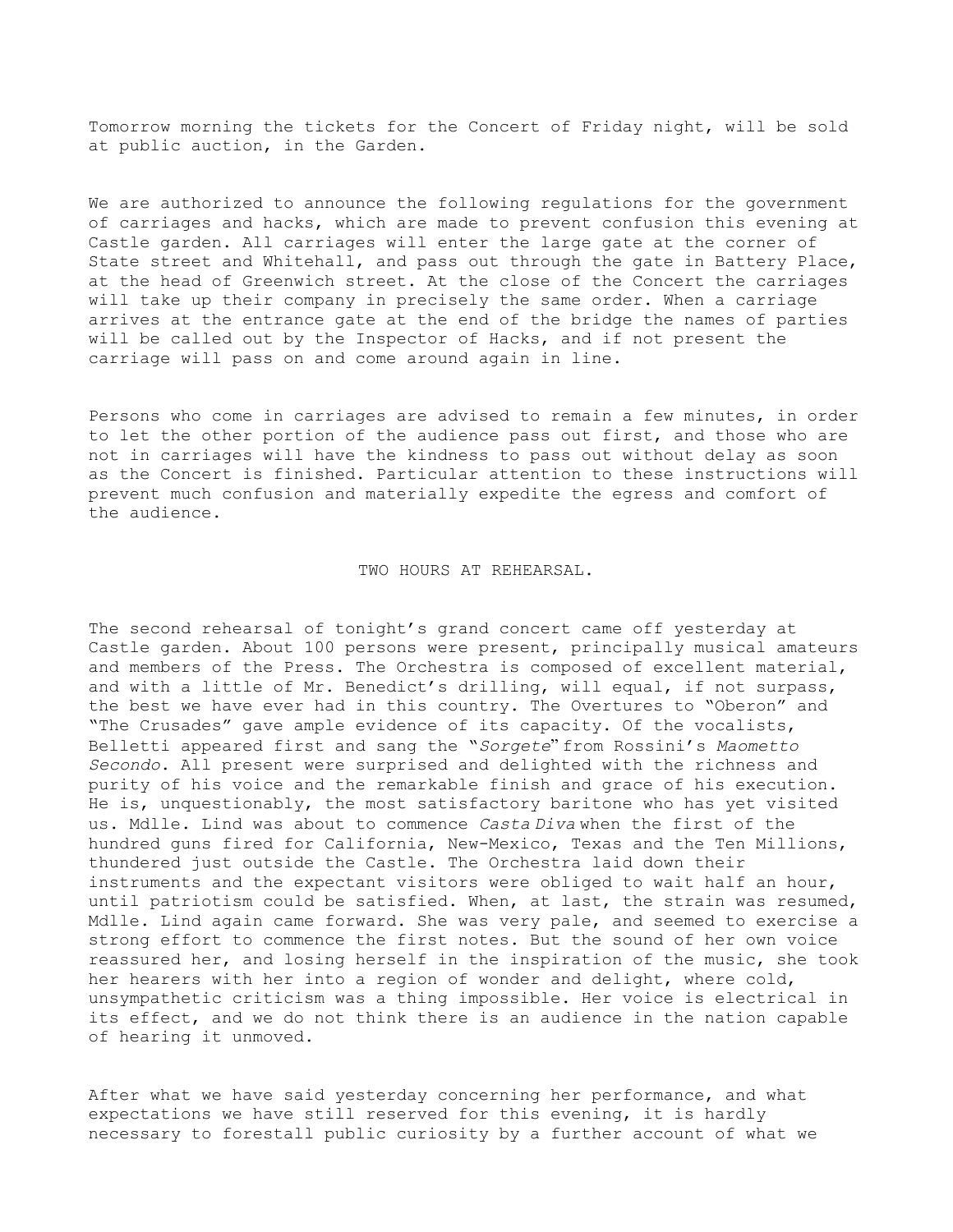Tomorrow morning the tickets for the Concert of Friday night, will be sold at public auction, in the Garden.

We are authorized to announce the following regulations for the government of carriages and hacks, which are made to prevent confusion this evening at Castle garden. All carriages will enter the large gate at the corner of State street and Whitehall, and pass out through the gate in Battery Place, at the head of Greenwich street. At the close of the Concert the carriages will take up their company in precisely the same order. When a carriage arrives at the entrance gate at the end of the bridge the names of parties will be called out by the Inspector of Hacks, and if not present the carriage will pass on and come around again in line.

Persons who come in carriages are advised to remain a few minutes, in order to let the other portion of the audience pass out first, and those who are not in carriages will have the kindness to pass out without delay as soon as the Concert is finished. Particular attention to these instructions will prevent much confusion and materially expedite the egress and comfort of the audience.

## TWO HOURS AT REHEARSAL.

The second rehearsal of tonight's grand concert came off yesterday at Castle garden. About 100 persons were present, principally musical amateurs and members of the Press. The Orchestra is composed of excellent material, and with a little of Mr. Benedict's drilling, will equal, if not surpass, the best we have ever had in this country. The Overtures to "Oberon" and "The Crusades" gave ample evidence of its capacity. Of the vocalists, Belletti appeared first and sang the "*Sorgete*" from Rossini's *Maometto Secondo*. All present were surprised and delighted with the richness and purity of his voice and the remarkable finish and grace of his execution. He is, unquestionably, the most satisfactory baritone who has yet visited us. Mdlle. Lind was about to commence *Casta Diva* when the first of the hundred guns fired for California, New-Mexico, Texas and the Ten Millions, thundered just outside the Castle. The Orchestra laid down their instruments and the expectant visitors were obliged to wait half an hour, until patriotism could be satisfied. When, at last, the strain was resumed, Mdlle. Lind again came forward. She was very pale, and seemed to exercise a strong effort to commence the first notes. But the sound of her own voice reassured her, and losing herself in the inspiration of the music, she took her hearers with her into a region of wonder and delight, where cold, unsympathetic criticism was a thing impossible. Her voice is electrical in its effect, and we do not think there is an audience in the nation capable of hearing it unmoved.

After what we have said yesterday concerning her performance, and what expectations we have still reserved for this evening, it is hardly necessary to forestall public curiosity by a further account of what we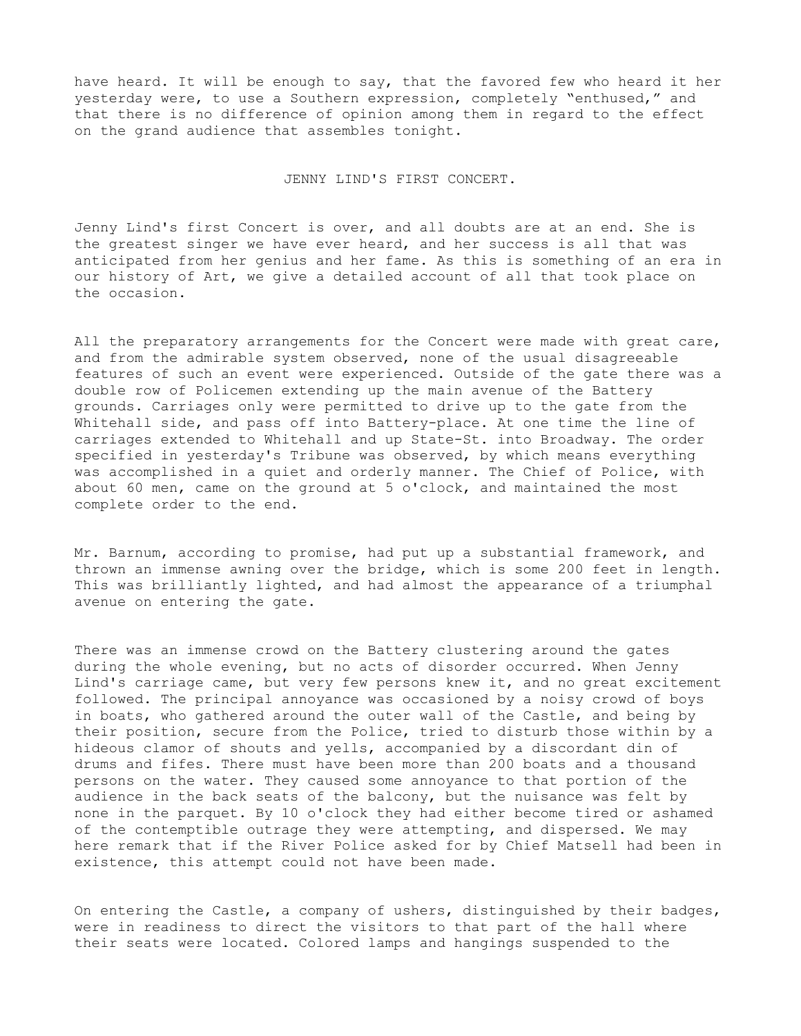have heard. It will be enough to say, that the favored few who heard it her yesterday were, to use a Southern expression, completely "enthused," and that there is no difference of opinion among them in regard to the effect on the grand audience that assembles tonight.

## JENNY LIND'S FIRST CONCERT.

Jenny Lind's first Concert is over, and all doubts are at an end. She is the greatest singer we have ever heard, and her success is all that was anticipated from her genius and her fame. As this is something of an era in our history of Art, we give a detailed account of all that took place on the occasion.

All the preparatory arrangements for the Concert were made with great care, and from the admirable system observed, none of the usual disagreeable features of such an event were experienced. Outside of the gate there was a double row of Policemen extending up the main avenue of the Battery grounds. Carriages only were permitted to drive up to the gate from the Whitehall side, and pass off into Battery-place. At one time the line of carriages extended to Whitehall and up State-St. into Broadway. The order specified in yesterday's Tribune was observed, by which means everything was accomplished in a quiet and orderly manner. The Chief of Police, with about 60 men, came on the ground at 5 o'clock, and maintained the most complete order to the end.

Mr. Barnum, according to promise, had put up a substantial framework, and thrown an immense awning over the bridge, which is some 200 feet in length. This was brilliantly lighted, and had almost the appearance of a triumphal avenue on entering the gate.

There was an immense crowd on the Battery clustering around the gates during the whole evening, but no acts of disorder occurred. When Jenny Lind's carriage came, but very few persons knew it, and no great excitement followed. The principal annoyance was occasioned by a noisy crowd of boys in boats, who gathered around the outer wall of the Castle, and being by their position, secure from the Police, tried to disturb those within by a hideous clamor of shouts and yells, accompanied by a discordant din of drums and fifes. There must have been more than 200 boats and a thousand persons on the water. They caused some annoyance to that portion of the audience in the back seats of the balcony, but the nuisance was felt by none in the parquet. By 10 o'clock they had either become tired or ashamed of the contemptible outrage they were attempting, and dispersed. We may here remark that if the River Police asked for by Chief Matsell had been in existence, this attempt could not have been made.

On entering the Castle, a company of ushers, distinguished by their badges, were in readiness to direct the visitors to that part of the hall where their seats were located. Colored lamps and hangings suspended to the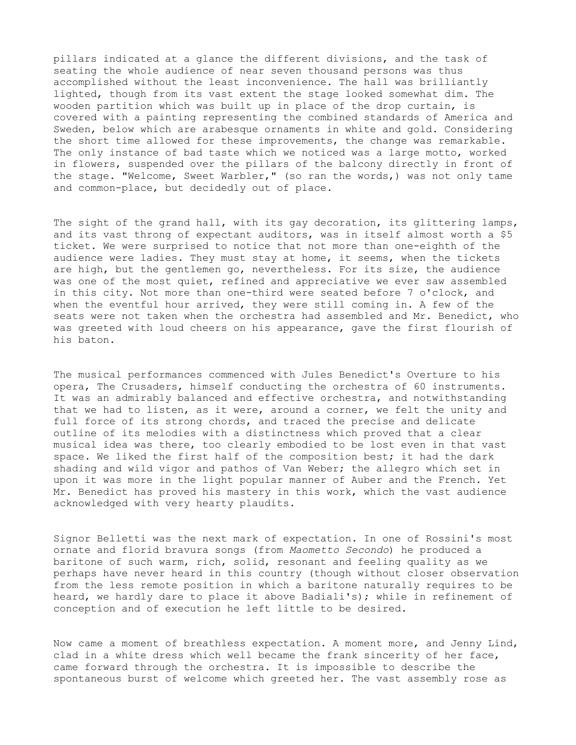pillars indicated at a glance the different divisions, and the task of seating the whole audience of near seven thousand persons was thus accomplished without the least inconvenience. The hall was brilliantly lighted, though from its vast extent the stage looked somewhat dim. The wooden partition which was built up in place of the drop curtain, is covered with a painting representing the combined standards of America and Sweden, below which are arabesque ornaments in white and gold. Considering the short time allowed for these improvements, the change was remarkable. The only instance of bad taste which we noticed was a large motto, worked in flowers, suspended over the pillars of the balcony directly in front of the stage. "Welcome, Sweet Warbler," (so ran the words,) was not only tame and common-place, but decidedly out of place.

The sight of the grand hall, with its gay decoration, its glittering lamps, and its vast throng of expectant auditors, was in itself almost worth a $5 ticket. We were surprised to notice that not more than one-eighth of the audience were ladies. They must stay at home, it seems, when the tickets are high, but the gentlemen go, nevertheless. For its size, the audience was one of the most quiet, refined and appreciative we ever saw assembled in this city. Not more than one-third were seated before 7 o'clock, and when the eventful hour arrived, they were still coming in. A few of the seats were not taken when the orchestra had assembled and Mr. Benedict, who was greeted with loud cheers on his appearance, gave the first flourish of his baton.

The musical performances commenced with Jules Benedict's Overture to his opera, The Crusaders, himself conducting the orchestra of 60 instruments. It was an admirably balanced and effective orchestra, and notwithstanding that we had to listen, as it were, around a corner, we felt the unity and full force of its strong chords, and traced the precise and delicate outline of its melodies with a distinctness which proved that a clear musical idea was there, too clearly embodied to be lost even in that vast space. We liked the first half of the composition best; it had the dark shading and wild vigor and pathos of Van Weber; the allegro which set in upon it was more in the light popular manner of Auber and the French. Yet Mr. Benedict has proved his mastery in this work, which the vast audience acknowledged with very hearty plaudits.

Signor Belletti was the next mark of expectation. In one of Rossini's most ornate and florid bravura songs (from *Maometto Secondo*) he produced a baritone of such warm, rich, solid, resonant and feeling quality as we perhaps have never heard in this country (though without closer observation from the less remote position in which a baritone naturally requires to be heard, we hardly dare to place it above Badiali's); while in refinement of conception and of execution he left little to be desired.

Now came a moment of breathless expectation. A moment more, and Jenny Lind, clad in a white dress which well became the frank sincerity of her face, came forward through the orchestra. It is impossible to describe the spontaneous burst of welcome which greeted her. The vast assembly rose as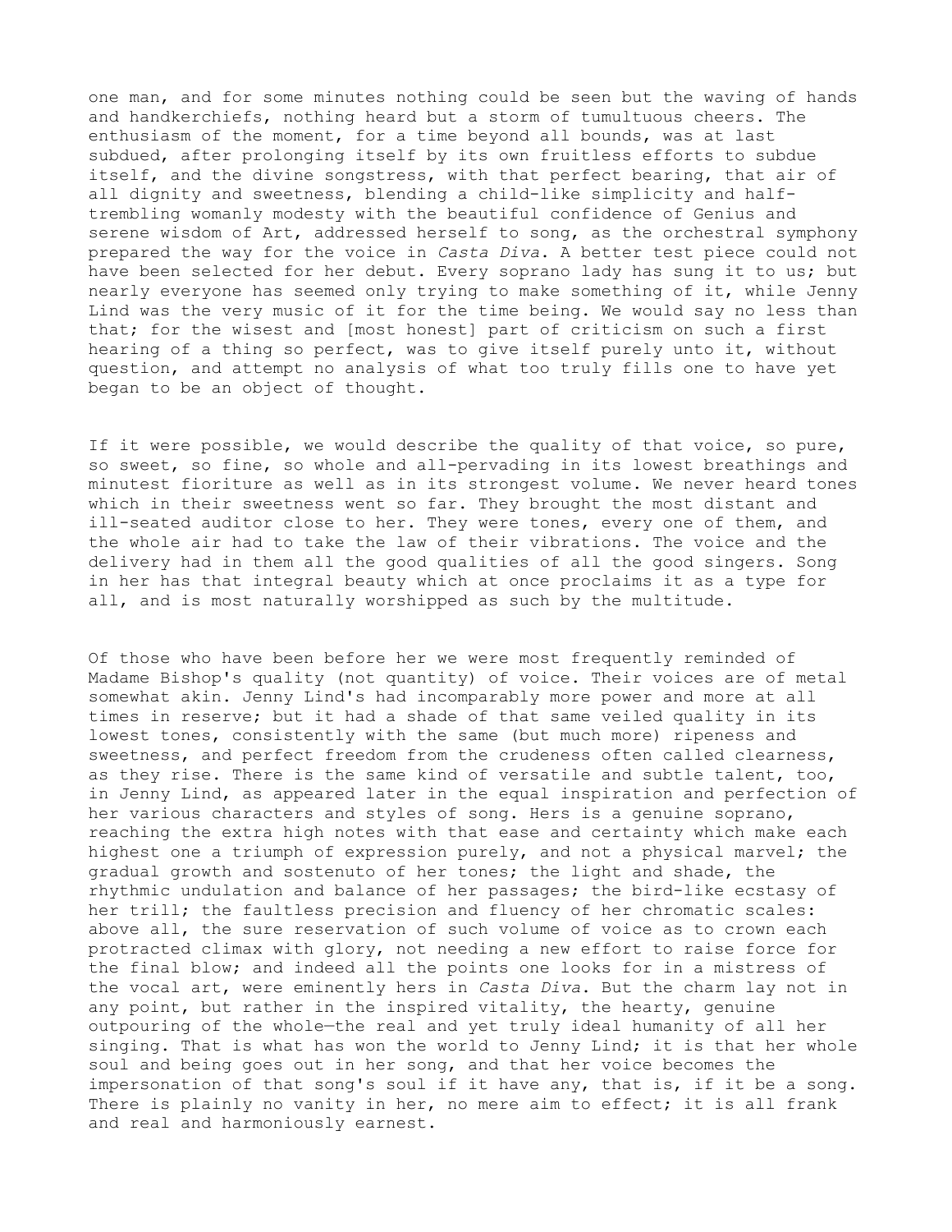one man, and for some minutes nothing could be seen but the waving of hands and handkerchiefs, nothing heard but a storm of tumultuous cheers. The enthusiasm of the moment, for a time beyond all bounds, was at last subdued, after prolonging itself by its own fruitless efforts to subdue itself, and the divine songstress, with that perfect bearing, that air of all dignity and sweetness, blending a child-like simplicity and half-trembling womanly modesty with the beautiful confidence of Genius and serene wisdom of Art, addressed herself to song, as the orchestral symphony prepared the way for the voice in *Casta Diva*. A better test piece could not have been selected for her debut. Every soprano lady has sung it to us; but nearly everyone has seemed only trying to make something of it, while Jenny Lind was the very music of it for the time being. We would say no less than that; for the wisest and [most honest] part of criticism on such a first hearing of a thing so perfect, was to give itself purely unto it, without question, and attempt no analysis of what too truly fills one to have yet began to be an object of thought.

If it were possible, we would describe the quality of that voice, so pure, so sweet, so fine, so whole and all-pervading in its lowest breathings and minutest fioriture as well as in its strongest volume. We never heard tones which in their sweetness went so far. They brought the most distant and ill-seated auditor close to her. They were tones, every one of them, and the whole air had to take the law of their vibrations. The voice and the delivery had in them all the good qualities of all the good singers. Song in her has that integral beauty which at once proclaims it as a type for all, and is most naturally worshipped as such by the multitude.

Of those who have been before her we were most frequently reminded of Madame Bishop's quality (not quantity) of voice. Their voices are of metal somewhat akin. Jenny Lind's had incomparably more power and more at all times in reserve; but it had a shade of that same veiled quality in its lowest tones, consistently with the same (but much more) ripeness and sweetness, and perfect freedom from the crudeness often called clearness, as they rise. There is the same kind of versatile and subtle talent, too, in Jenny Lind, as appeared later in the equal inspiration and perfection of her various characters and styles of song. Hers is a genuine soprano, reaching the extra high notes with that ease and certainty which make each highest one a triumph of expression purely, and not a physical marvel; the gradual growth and sostenuto of her tones; the light and shade, the rhythmic undulation and balance of her passages; the bird-like ecstasy of her trill; the faultless precision and fluency of her chromatic scales: above all, the sure reservation of such volume of voice as to crown each protracted climax with glory, not needing a new effort to raise force for the final blow; and indeed all the points one looks for in a mistress of the vocal art, were eminently hers in *Casta Diva*. But the charm lay not in any point, but rather in the inspired vitality, the hearty, genuine outpouring of the whole—the real and yet truly ideal humanity of all her singing. That is what has won the world to Jenny Lind; it is that her whole soul and being goes out in her song, and that her voice becomes the impersonation of that song's soul if it have any, that is, if it be a song. There is plainly no vanity in her, no mere aim to effect; it is all frank and real and harmoniously earnest.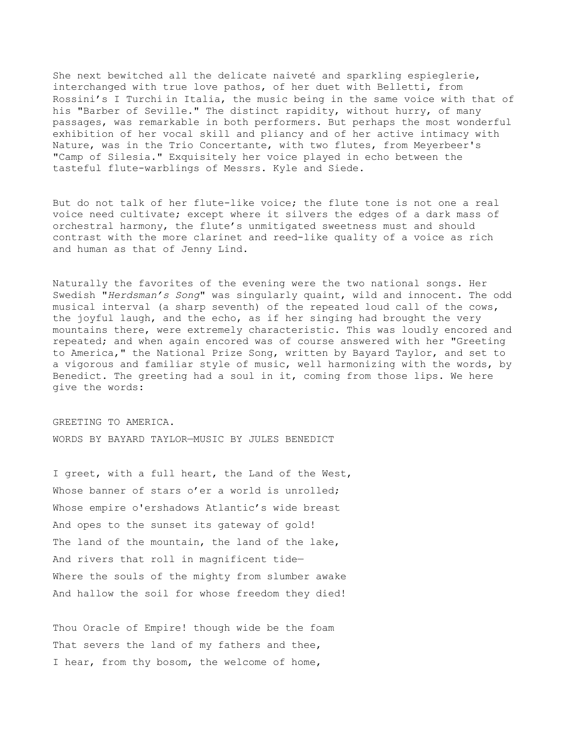She next bewitched all the delicate naiveté and sparkling espieglerie, interchanged with true love pathos, of her duet with Belletti, from Rossini's I Turchi in Italia, the music being in the same voice with that of his "Barber of Seville." The distinct rapidity, without hurry, of many passages, was remarkable in both performers. But perhaps the most wonderful exhibition of her vocal skill and pliancy and of her active intimacy with Nature, was in the Trio Concertante, with two flutes, from Meyerbeer's "Camp of Silesia." Exquisitely her voice played in echo between the tasteful flute-warblings of Messrs. Kyle and Siede.

But do not talk of her flute-like voice; the flute tone is not one a real voice need cultivate; except where it silvers the edges of a dark mass of orchestral harmony, the flute's unmitigated sweetness must and should contrast with the more clarinet and reed-like quality of a voice as rich and human as that of Jenny Lind.

Naturally the favorites of the evening were the two national songs. Her Swedish "*Herdsman's Song*" was singularly quaint, wild and innocent. The odd musical interval (a sharp seventh) of the repeated loud call of the cows, the joyful laugh, and the echo, as if her singing had brought the very mountains there, were extremely characteristic. This was loudly encored and repeated; and when again encored was of course answered with her "Greeting to America," the National Prize Song, written by Bayard Taylor, and set to a vigorous and familiar style of music, well harmonizing with the words, by Benedict. The greeting had a soul in it, coming from those lips. We here give the words:

GREETING TO AMERICA.

WORDS BY BAYARD TAYLOR—MUSIC BY JULES BENEDICT

I greet, with a full heart, the Land of the West,  
Whose banner of stars o'er a world is unrolled;  
Whose empire o'ershadows Atlantic's wide breast  
And opes to the sunset its gateway of gold!  
The land of the mountain, the land of the lake,  
And rivers that roll in magnificent tide—  
Where the souls of the mighty from slumber awake  
And hallow the soil for whose freedom they died!

Thou Oracle of Empire! though wide be the foam  
That severs the land of my fathers and thee,  
I hear, from thy bosom, the welcome of home,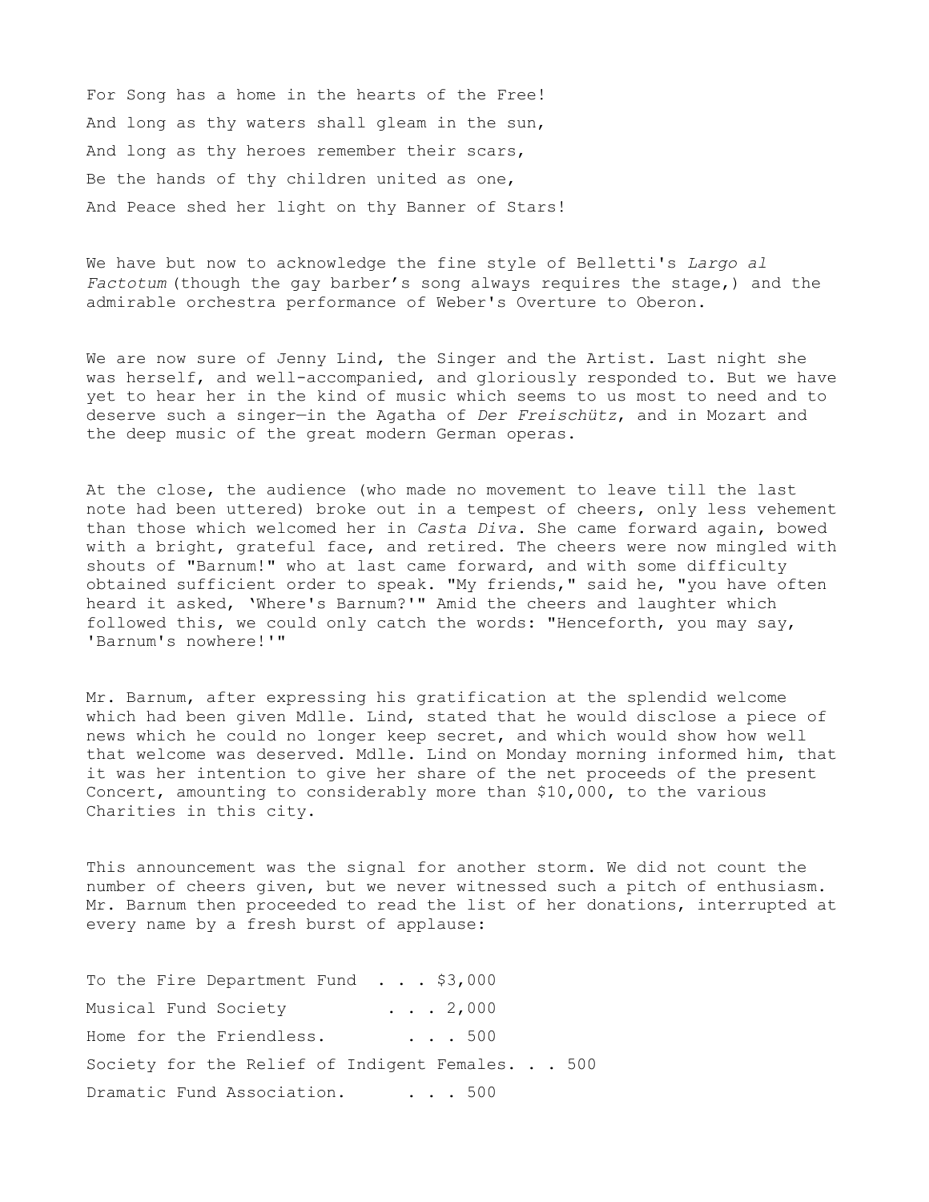For Song has a home in the hearts of the Free!
And long as thy waters shall gleam in the sun,
And long as thy heroes remember their scars,
Be the hands of thy children united as one,
And Peace shed her light on thy Banner of Stars!

We have but now to acknowledge the fine style of Belletti's *Largo al Factotum* (though the gay barber's song always requires the stage,) and the admirable orchestra performance of Weber's Overture to Oberon.

We are now sure of Jenny Lind, the Singer and the Artist. Last night she was herself, and well-accompanied, and gloriously responded to. But we have yet to hear her in the kind of music which seems to us most to need and to deserve such a singer—in the Agatha of *Der Freischütz*, and in Mozart and the deep music of the great modern German operas.

At the close, the audience (who made no movement to leave till the last note had been uttered) broke out in a tempest of cheers, only less vehement than those which welcomed her in *Casta Diva*. She came forward again, bowed with a bright, grateful face, and retired. The cheers were now mingled with shouts of "Barnum!" who at last came forward, and with some difficulty obtained sufficient order to speak. "My friends," said he, "you have often heard it asked, 'Where's Barnum?'" Amid the cheers and laughter which followed this, we could only catch the words: "Henceforth, you may say, 'Barnum's nowhere!'"

Mr. Barnum, after expressing his gratification at the splendid welcome which had been given Mdlle. Lind, stated that he would disclose a piece of news which he could no longer keep secret, and which would show how well that welcome was deserved. Mdlle. Lind on Monday morning informed him, that it was her intention to give her share of the net proceeds of the present Concert, amounting to considerably more than $10,000, to the various Charities in this city.

This announcement was the signal for another storm. We did not count the number of cheers given, but we never witnessed such a pitch of enthusiasm. Mr. Barnum then proceeded to read the list of her donations, interrupted at every name by a fresh burst of applause:

To the Fire Department Fund . . . $3,000
Musical Fund Society . . . 2,000
Home for the Friendless. . . . 500
Society for the Relief of Indigent Females. . . 500
Dramatic Fund Association. . . . 500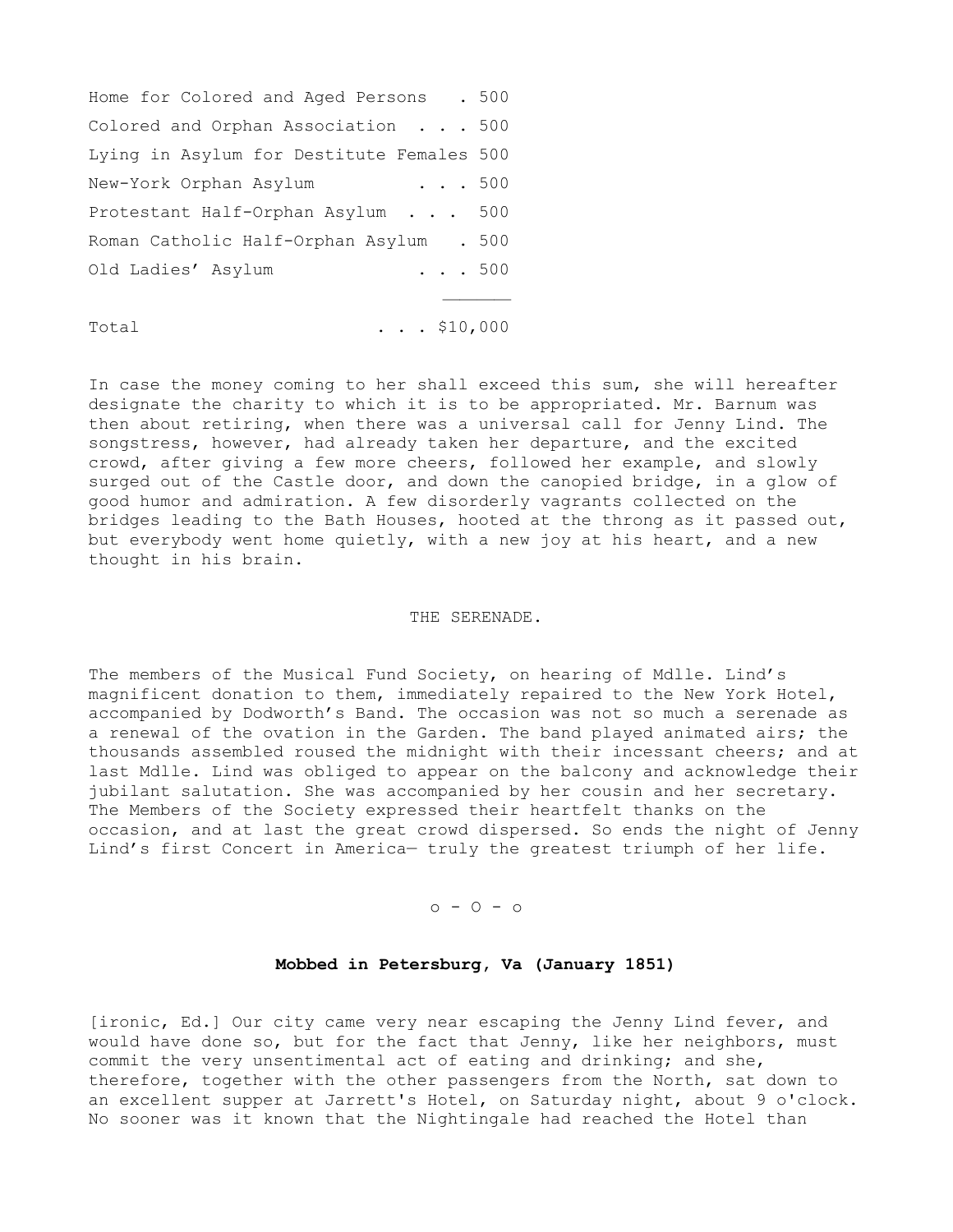| | |
|---|---|
| Home for Colored and Aged Persons | 500 |
| Colored and Orphan Association | 500 |
| Lying in Asylum for Destitute Females | 500 |
| New-York Orphan Asylum | 500 |
| Protestant Half-Orphan Asylum | 500 |
| Roman Catholic Half-Orphan Asylum | 500 |
| Old Ladies' Asylum | 500 |
| Total | $10,000 |

In case the money coming to her shall exceed this sum, she will hereafter designate the charity to which it is to be appropriated. Mr. Barnum was then about retiring, when there was a universal call for Jenny Lind. The songstress, however, had already taken her departure, and the excited crowd, after giving a few more cheers, followed her example, and slowly surged out of the Castle door, and down the canopied bridge, in a glow of good humor and admiration. A few disorderly vagrants collected on the bridges leading to the Bath Houses, hooted at the throng as it passed out, but everybody went home quietly, with a new joy at his heart, and a new thought in his brain.

THE SERENADE.

The members of the Musical Fund Society, on hearing of Mdlle. Lind's magnificent donation to them, immediately repaired to the New York Hotel, accompanied by Dodworth's Band. The occasion was not so much a serenade as a renewal of the ovation in the Garden. The band played animated airs; the thousands assembled roused the midnight with their incessant cheers; and at last Mdlle. Lind was obliged to appear on the balcony and acknowledge their jubilant salutation. She was accompanied by her cousin and her secretary. The Members of the Society expressed their heartfelt thanks on the occasion, and at last the great crowd dispersed. So ends the night of Jenny Lind's first Concert in America— truly the greatest triumph of her life.

o - O - o

**Mobbed in Petersburg, Va (January 1851)**

[ironic, Ed.] Our city came very near escaping the Jenny Lind fever, and would have done so, but for the fact that Jenny, like her neighbors, must commit the very unsentimental act of eating and drinking; and she, therefore, together with the other passengers from the North, sat down to an excellent supper at Jarrett's Hotel, on Saturday night, about 9 o'clock. No sooner was it known that the Nightingale had reached the Hotel than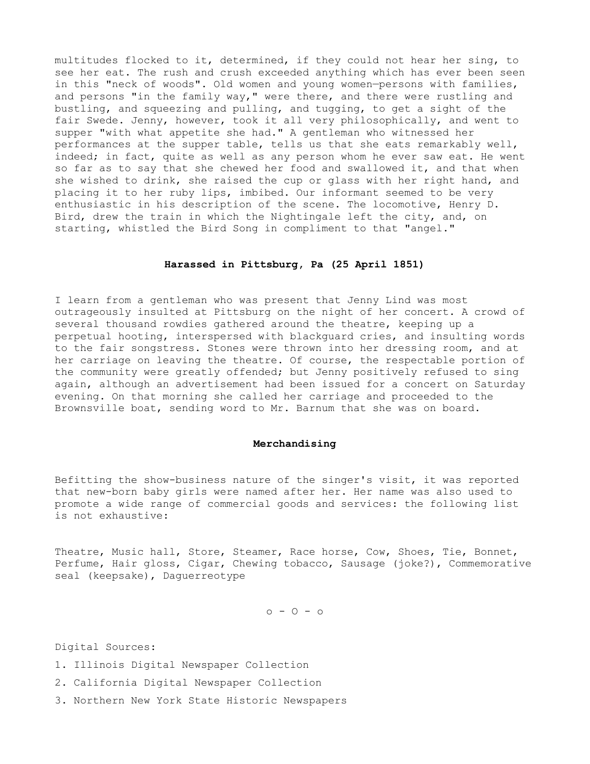multitudes flocked to it, determined, if they could not hear her sing, to see her eat. The rush and crush exceeded anything which has ever been seen in this "neck of woods". Old women and young women—persons with families, and persons "in the family way," were there, and there were rustling and bustling, and squeezing and pulling, and tugging, to get a sight of the fair Swede. Jenny, however, took it all very philosophically, and went to supper "with what appetite she had." A gentleman who witnessed her performances at the supper table, tells us that she eats remarkably well, indeed; in fact, quite as well as any person whom he ever saw eat. He went so far as to say that she chewed her food and swallowed it, and that when she wished to drink, she raised the cup or glass with her right hand, and placing it to her ruby lips, imbibed. Our informant seemed to be very enthusiastic in his description of the scene. The locomotive, Henry D. Bird, drew the train in which the Nightingale left the city, and, on starting, whistled the Bird Song in compliment to that "angel."

## Harassed in Pittsburg, Pa (25 April 1851)

I learn from a gentleman who was present that Jenny Lind was most outrageously insulted at Pittsburg on the night of her concert. A crowd of several thousand rowdies gathered around the theatre, keeping up a perpetual hooting, interspersed with blackguard cries, and insulting words to the fair songstress. Stones were thrown into her dressing room, and at her carriage on leaving the theatre. Of course, the respectable portion of the community were greatly offended; but Jenny positively refused to sing again, although an advertisement had been issued for a concert on Saturday evening. On that morning she called her carriage and proceeded to the Brownsville boat, sending word to Mr. Barnum that she was on board.

## Merchandising

Befitting the show-business nature of the singer's visit, it was reported that new-born baby girls were named after her. Her name was also used to promote a wide range of commercial goods and services: the following list is not exhaustive:

Theatre, Music hall, Store, Steamer, Race horse, Cow, Shoes, Tie, Bonnet, Perfume, Hair gloss, Cigar, Chewing tobacco, Sausage (joke?), Commemorative seal (keepsake), Daguerreotype

o - O - o

Digital Sources:

1. Illinois Digital Newspaper Collection
2. California Digital Newspaper Collection
3. Northern New York State Historic Newspapers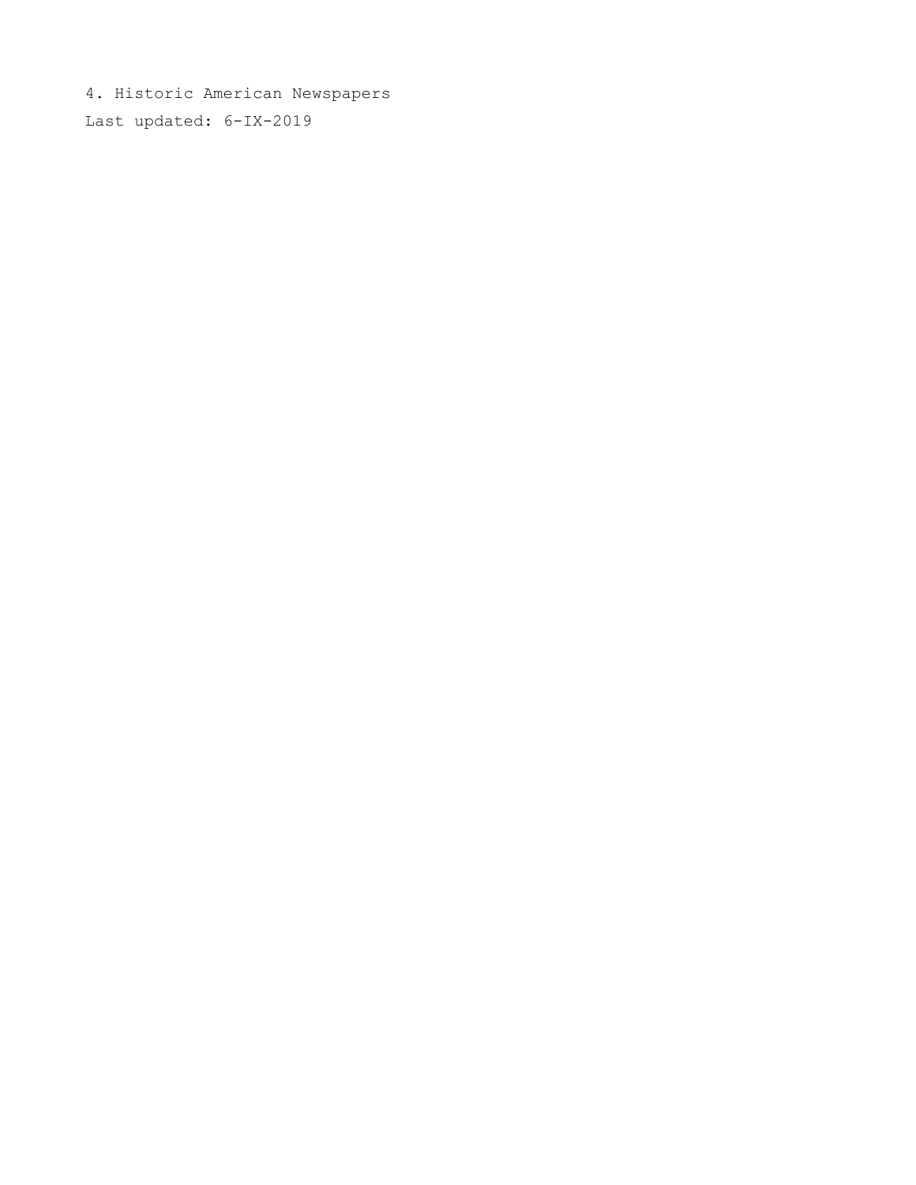4. Historic American Newspapers

Last updated: 6-IX-2019